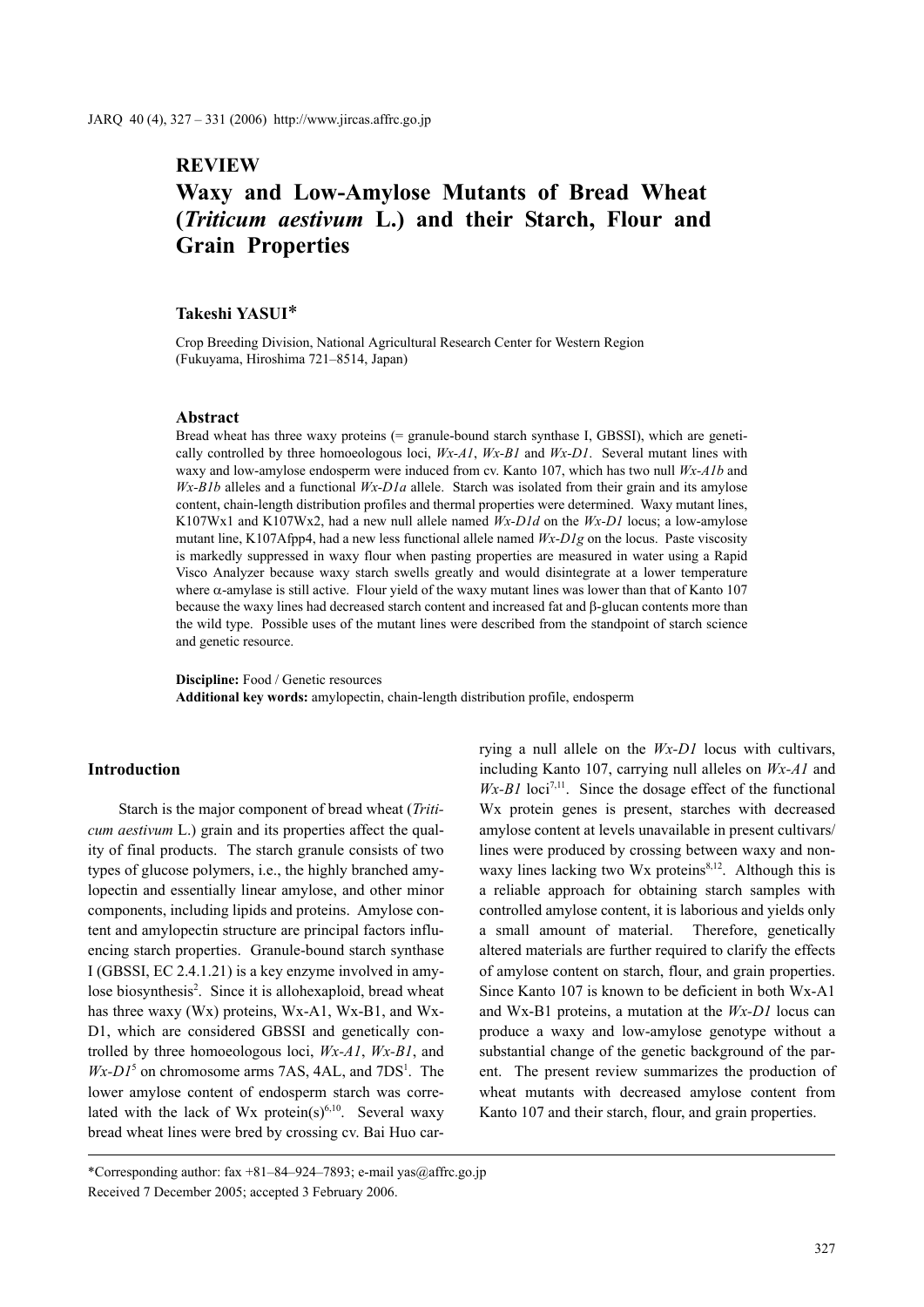## REVIEW

# Waxy and Low-Amylose Mutants of Bread Wheat (*Triticum aestivum* L.) and their Starch, Flour and Grain Properties

**Takeshi YASUI***

Crop Breeding Division, National Agricultural Research Center for Western Region (Fukuyama, Hiroshima 721–8514, Japan)

### Abstract

Bread wheat has three waxy proteins (= granule-bound starch synthase I, GBSSI), which are genetically controlled by three homoeologous loci, *Wx-A1*, *Wx-B1* and *Wx-D1*. Several mutant lines with waxy and low-amylose endosperm were induced from cv. Kanto 107, which has two null *Wx-A1b* and *Wx-B1b* alleles and a functional *Wx-D1a* allele. Starch was isolated from their grain and its amylose content, chain-length distribution profiles and thermal properties were determined. Waxy mutant lines, K107Wx1 and K107Wx2, had a new null allele named *Wx-D1d* on the *Wx-D1* locus; a low-amylose mutant line, K107Afpp4, had a new less functional allele named *Wx-D1g* on the locus. Paste viscosity is markedly suppressed in waxy flour when pasting properties are measured in water using a Rapid Visco Analyzer because waxy starch swells greatly and would disintegrate at a lower temperature where α-amylase is still active. Flour yield of the waxy mutant lines was lower than that of Kanto 107 because the waxy lines had decreased starch content and increased fat and β-glucan contents more than the wild type. Possible uses of the mutant lines were described from the standpoint of starch science and genetic resource.

**Discipline:** Food / Genetic resources
**Additional key words:** amylopectin, chain-length distribution profile, endosperm

## Introduction

Starch is the major component of bread wheat (*Triticum aestivum* L.) grain and its properties affect the quality of final products. The starch granule consists of two types of glucose polymers, i.e., the highly branched amylopectin and essentially linear amylose, and other minor components, including lipids and proteins. Amylose content and amylopectin structure are principal factors influencing starch properties. Granule-bound starch synthase I (GBSSI, EC 2.4.1.21) is a key enzyme involved in amylose biosynthesis[2]. Since it is allohexaploid, bread wheat has three waxy (Wx) proteins, Wx-A1, Wx-B1, and Wx-D1, which are considered GBSSI and genetically controlled by three homoeologous loci, *Wx-A1*, *Wx-B1*, and *Wx-D1*[5] on chromosome arms 7AS, 4AL, and 7DS[1]. The lower amylose content of endosperm starch was correlated with the lack of Wx protein(s)[6,10]. Several waxy bread wheat lines were bred by crossing cv. Bai Huo carrying a null allele on the *Wx-D1* locus with cultivars, including Kanto 107, carrying null alleles on *Wx-A1* and *Wx-B1* loci[7,11]. Since the dosage effect of the functional Wx protein genes is present, starches with decreased amylose content at levels unavailable in present cultivars/lines were produced by crossing between waxy and non-waxy lines lacking two Wx proteins[8,12]. Although this is a reliable approach for obtaining starch samples with controlled amylose content, it is laborious and yields only a small amount of material. Therefore, genetically altered materials are further required to clarify the effects of amylose content on starch, flour, and grain properties. Since Kanto 107 is known to be deficient in both Wx-A1 and Wx-B1 proteins, a mutation at the *Wx-D1* locus can produce a waxy and low-amylose genotype without a substantial change of the genetic background of the parent. The present review summarizes the production of wheat mutants with decreased amylose content from Kanto 107 and their starch, flour, and grain properties.

---

*Corresponding author: fax +81–84–924–7893; e-mail yas@affrc.go.jp
Received 7 December 2005; accepted 3 February 2006.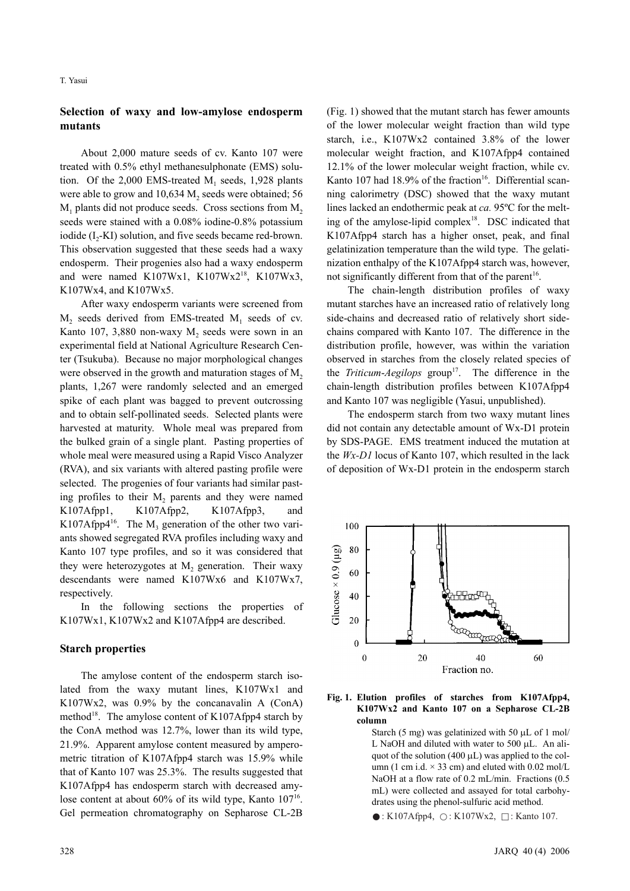## Selection of waxy and low-amylose endosperm mutants

About 2,000 mature seeds of cv. Kanto 107 were treated with 0.5% ethyl methanesulphonate (EMS) solution. Of the 2,000 EMS-treated $M_1$ seeds, 1,928 plants were able to grow and 10,634 $M_2$ seeds were obtained; 56 $M_1$ plants did not produce seeds. Cross sections from $M_2$ seeds were stained with a 0.08% iodine-0.8% potassium iodide ($I_2$-KI) solution, and five seeds became red-brown. This observation suggested that these seeds had a waxy endosperm. Their progenies also had a waxy endosperm and were named K107Wx1, K107Wx2[18], K107Wx3, K107Wx4, and K107Wx5.

After waxy endosperm variants were screened from $M_2$ seeds derived from EMS-treated $M_1$ seeds of cv. Kanto 107, 3,880 non-waxy $M_2$ seeds were sown in an experimental field at National Agriculture Research Center (Tsukuba). Because no major morphological changes were observed in the growth and maturation stages of $M_2$ plants, 1,267 were randomly selected and an emerged spike of each plant was bagged to prevent outcrossing and to obtain self-pollinated seeds. Selected plants were harvested at maturity. Whole meal was prepared from the bulked grain of a single plant. Pasting properties of whole meal were measured using a Rapid Visco Analyzer (RVA), and six variants with altered pasting profile were selected. The progenies of four variants had similar pasting profiles to their $M_2$ parents and they were named K107Afpp1, K107Afpp2, K107Afpp3, and K107Afpp4[16]. The $M_3$ generation of the other two variants showed segregated RVA profiles including waxy and Kanto 107 type profiles, and so it was considered that they were heterozygotes at $M_2$ generation. Their waxy descendants were named K107Wx6 and K107Wx7, respectively.

In the following sections the properties of K107Wx1, K107Wx2 and K107Afpp4 are described.

## Starch properties

The amylose content of the endosperm starch isolated from the waxy mutant lines, K107Wx1 and K107Wx2, was 0.9% by the concanavalin A (ConA) method[18]. The amylose content of K107Afpp4 starch by the ConA method was 12.7%, lower than its wild type, 21.9%. Apparent amylose content measured by amperometric titration of K107Afpp4 starch was 15.9% while that of Kanto 107 was 25.3%. The results suggested that K107Afpp4 has endosperm starch with decreased amylose content at about 60% of its wild type, Kanto 107[16]. Gel permeation chromatography on Sepharose CL-2B (Fig. 1) showed that the mutant starch has fewer amounts of the lower molecular weight fraction than wild type starch, i.e., K107Wx2 contained 3.8% of the lower molecular weight fraction, and K107Afpp4 contained 12.1% of the lower molecular weight fraction, while cv. Kanto 107 had 18.9% of the fraction[16]. Differential scanning calorimetry (DSC) showed that the waxy mutant lines lacked an endothermic peak at *ca.* 95ºC for the melting of the amylose-lipid complex[18]. DSC indicated that K107Afpp4 starch has a higher onset, peak, and final gelatinization temperature than the wild type. The gelatinization enthalpy of the K107Afpp4 starch was, however, not significantly different from that of the parent[16].

The chain-length distribution profiles of waxy mutant starches have an increased ratio of relatively long side-chains and decreased ratio of relatively short side-chains compared with Kanto 107. The difference in the distribution profile, however, was within the variation observed in starches from the closely related species of the *Triticum-Aegilops* group[17]. The difference in the chain-length distribution profiles between K107Afpp4 and Kanto 107 was negligible (Yasui, unpublished).

The endosperm starch from two waxy mutant lines did not contain any detectable amount of Wx-D1 protein by SDS-PAGE. EMS treatment induced the mutation at the *Wx-D1* locus of Kanto 107, which resulted in the lack of deposition of Wx-D1 protein in the endosperm starch

**Fig. 1. Elution profiles of starches from K107Afpp4, K107Wx2 and Kanto 107 on a Sepharose CL-2B column**

Starch (5 mg) was gelatinized with 50 μL of 1 mol/L NaOH and diluted with water to 500 μL. An aliquot of the solution (400 μL) was applied to the column (1 cm i.d. × 33 cm) and eluted with 0.02 mol/L NaOH at a flow rate of 0.2 mL/min. Fractions (0.5 mL) were collected and assayed for total carbohydrates using the phenol-sulfuric acid method.

●: K107Afpp4, ○: K107Wx2, □: Kanto 107.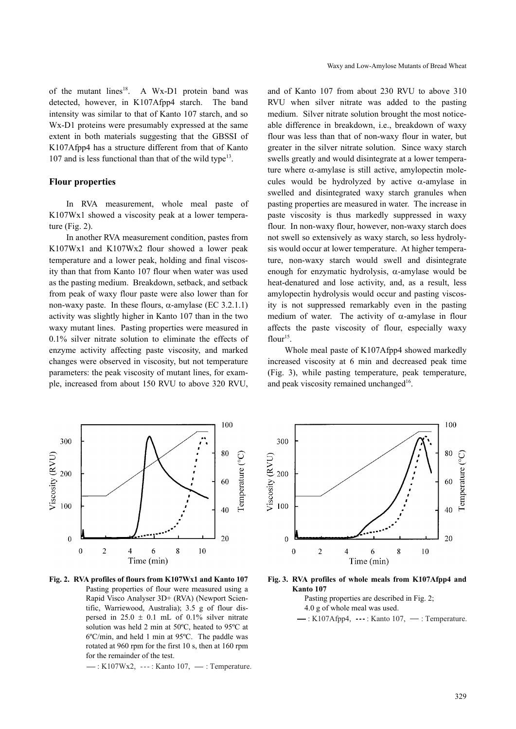of the mutant lines[18]. A Wx-D1 protein band was detected, however, in K107Afpp4 starch. The band intensity was similar to that of Kanto 107 starch, and so Wx-D1 proteins were presumably expressed at the same extent in both materials suggesting that the GBSSI of K107Afpp4 has a structure different from that of Kanto 107 and is less functional than that of the wild type[13].

## Flour properties

In RVA measurement, whole meal paste of K107Wx1 showed a viscosity peak at a lower temperature (Fig. 2).

In another RVA measurement condition, pastes from K107Wx1 and K107Wx2 flour showed a lower peak temperature and a lower peak, holding and final viscosity than that from Kanto 107 flour when water was used as the pasting medium. Breakdown, setback, and setback from peak of waxy flour paste were also lower than for non-waxy paste. In these flours, α-amylase (EC 3.2.1.1) activity was slightly higher in Kanto 107 than in the two waxy mutant lines. Pasting properties were measured in 0.1% silver nitrate solution to eliminate the effects of enzyme activity affecting paste viscosity, and marked changes were observed in viscosity, but not temperature parameters: the peak viscosity of mutant lines, for example, increased from about 150 RVU to above 320 RVU, and of Kanto 107 from about 230 RVU to above 310 RVU when silver nitrate was added to the pasting medium. Silver nitrate solution brought the most noticeable difference in breakdown, i.e., breakdown of waxy flour was less than that of non-waxy flour in water, but greater in the silver nitrate solution. Since waxy starch swells greatly and would disintegrate at a lower temperature where α-amylase is still active, amylopectin molecules would be hydrolyzed by active α-amylase in swelled and disintegrated waxy starch granules when pasting properties are measured in water. The increase in paste viscosity is thus markedly suppressed in waxy flour. In non-waxy flour, however, non-waxy starch does not swell so extensively as waxy starch, so less hydrolysis would occur at lower temperature. At higher temperature, non-waxy starch would swell and disintegrate enough for enzymatic hydrolysis, α-amylase would be heat-denatured and lose activity, and, as a result, less amylopectin hydrolysis would occur and pasting viscosity is not suppressed remarkably even in the pasting medium of water. The activity of α-amylase in flour affects the paste viscosity of flour, especially waxy flour[15].

Whole meal paste of K107Afpp4 showed markedly increased viscosity at 6 min and decreased peak time (Fig. 3), while pasting temperature, peak temperature, and peak viscosity remained unchanged[16].

**Fig. 2. RVA profiles of flours from K107Wx1 and Kanto 107**

Pasting properties of flour were measured using a Rapid Visco Analyser 3D+ (RVA) (Newport Scientific, Warriewood, Australia); 3.5 g of flour dispersed in 25.0 ± 0.1 mL of 0.1% silver nitrate solution was held 2 min at 50ºC, heated to 95ºC at 6ºC/min, and held 1 min at 95ºC. The paddle was rotated at 960 rpm for the first 10 s, then at 160 rpm for the remainder of the test.

— : K107Wx2, - - - : Kanto 107, — : Temperature.

**Fig. 3. RVA profiles of whole meals from K107Afpp4 and Kanto 107**

Pasting properties are described in Fig. 2;
4.0 g of whole meal was used.

— : K107Afpp4, - - - : Kanto 107, — : Temperature.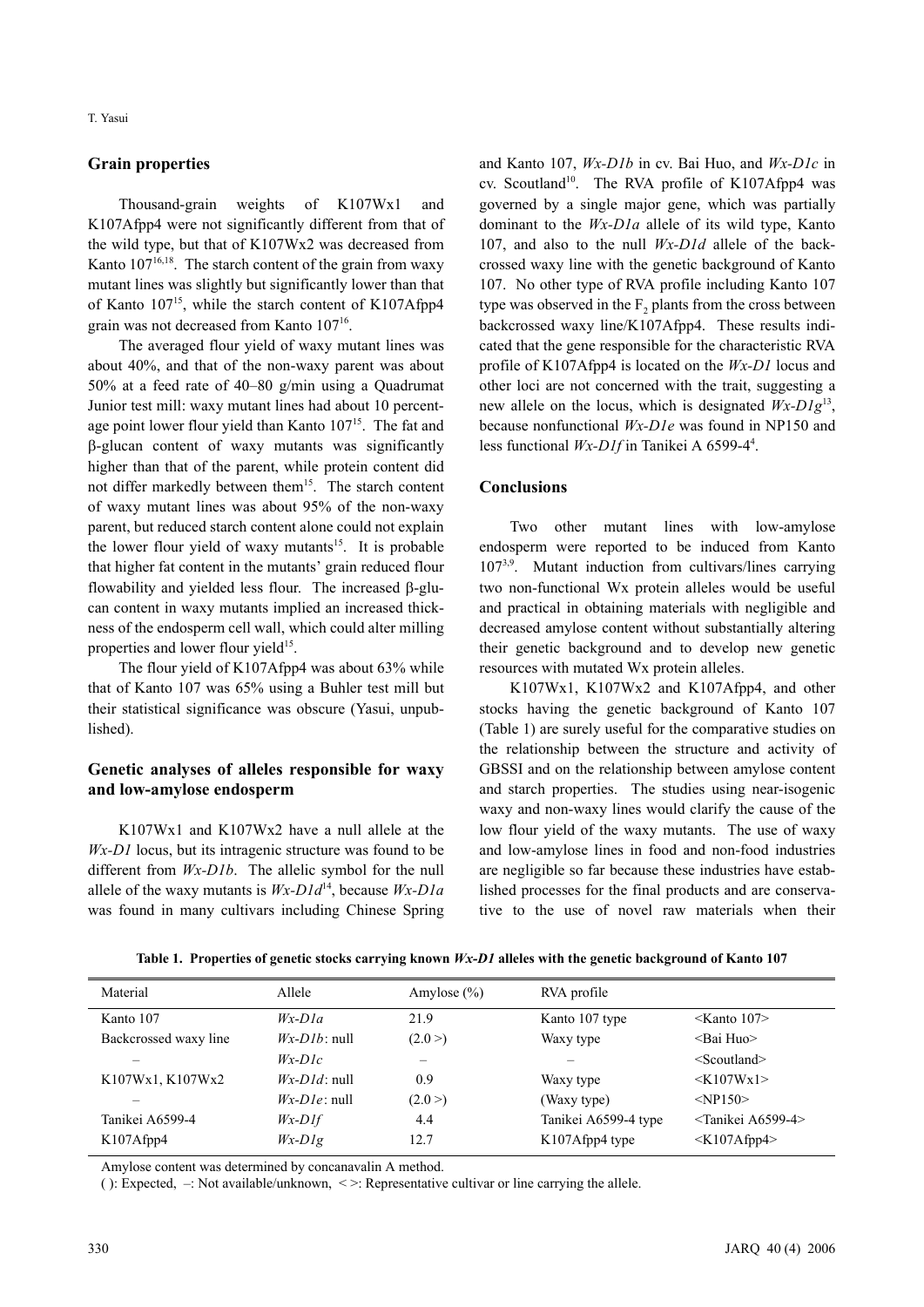## Grain properties

Thousand-grain weights of K107Wx1 and K107Afpp4 were not significantly different from that of the wild type, but that of K107Wx2 was decreased from Kanto 107[16,18]. The starch content of the grain from waxy mutant lines was slightly but significantly lower than that of Kanto 107[15], while the starch content of K107Afpp4 grain was not decreased from Kanto 107[16].

The averaged flour yield of waxy mutant lines was about 40%, and that of the non-waxy parent was about 50% at a feed rate of 40–80 g/min using a Quadrumat Junior test mill: waxy mutant lines had about 10 percentage point lower flour yield than Kanto 107[15]. The fat and β-glucan content of waxy mutants was significantly higher than that of the parent, while protein content did not differ markedly between them[15]. The starch content of waxy mutant lines was about 95% of the non-waxy parent, but reduced starch content alone could not explain the lower flour yield of waxy mutants[15]. It is probable that higher fat content in the mutants' grain reduced flour flowability and yielded less flour. The increased β-glucan content in waxy mutants implied an increased thickness of the endosperm cell wall, which could alter milling properties and lower flour yield[15].

The flour yield of K107Afpp4 was about 63% while that of Kanto 107 was 65% using a Buhler test mill but their statistical significance was obscure (Yasui, unpublished).

## Genetic analyses of alleles responsible for waxy and low-amylose endosperm

K107Wx1 and K107Wx2 have a null allele at the *Wx-D1* locus, but its intragenic structure was found to be different from *Wx-D1b*. The allelic symbol for the null allele of the waxy mutants is *Wx-D1d*[14], because *Wx-D1a* was found in many cultivars including Chinese Spring and Kanto 107, *Wx-D1b* in cv. Bai Huo, and *Wx-D1c* in cv. Scoutland[10]. The RVA profile of K107Afpp4 was governed by a single major gene, which was partially dominant to the *Wx-D1a* allele of its wild type, Kanto 107, and also to the null *Wx-D1d* allele of the backcrossed waxy line with the genetic background of Kanto 107. No other type of RVA profile including Kanto 107 type was observed in the $F_2$ plants from the cross between backcrossed waxy line/K107Afpp4. These results indicated that the gene responsible for the characteristic RVA profile of K107Afpp4 is located on the *Wx-D1* locus and other loci are not concerned with the trait, suggesting a new allele on the locus, which is designated *Wx-D1g*[13], because nonfunctional *Wx-D1e* was found in NP150 and less functional *Wx-D1f* in Tanikei A 6599-4[4].

## Conclusions

Two other mutant lines with low-amylose endosperm were reported to be induced from Kanto 107[3,9]. Mutant induction from cultivars/lines carrying two non-functional Wx protein alleles would be useful and practical in obtaining materials with negligible and decreased amylose content without substantially altering their genetic background and to develop new genetic resources with mutated Wx protein alleles.

K107Wx1, K107Wx2 and K107Afpp4, and other stocks having the genetic background of Kanto 107 (Table 1) are surely useful for the comparative studies on the relationship between the structure and activity of GBSSI and on the relationship between amylose content and starch properties. The studies using near-isogenic waxy and non-waxy lines would clarify the cause of the low flour yield of the waxy mutants. The use of waxy and low-amylose lines in food and non-food industries are negligible so far because these industries have established processes for the final products and are conservative to the use of novel raw materials when their

**Table 1. Properties of genetic stocks carrying known *Wx-D1* alleles with the genetic background of Kanto 107**

| Material | Allele | Amylose (%) | RVA profile | |
|---|---|---|---|---|
| Kanto 107 | *Wx-D1a* | 21.9 | Kanto 107 type | <Kanto 107> |
| Backcrossed waxy line | *Wx-D1b*: null | (2.0 >) | Waxy type | <Bai Huo> |
| – | *Wx-D1c* | – | – | <Scoutland> |
| K107Wx1, K107Wx2 | *Wx-D1d*: null | 0.9 | Waxy type | <K107Wx1> |
| – | *Wx-D1e*: null | (2.0 >) | (Waxy type) | <NP150> |
| Tanikei A6599-4 | *Wx-D1f* | 4.4 | Tanikei A6599-4 type | <Tanikei A6599-4> |
| K107Afpp4 | *Wx-D1g* | 12.7 | K107Afpp4 type | <K107Afpp4> |

Amylose content was determined by concanavalin A method.
( ): Expected, –: Not available/unknown, < >: Representative cultivar or line carrying the allele.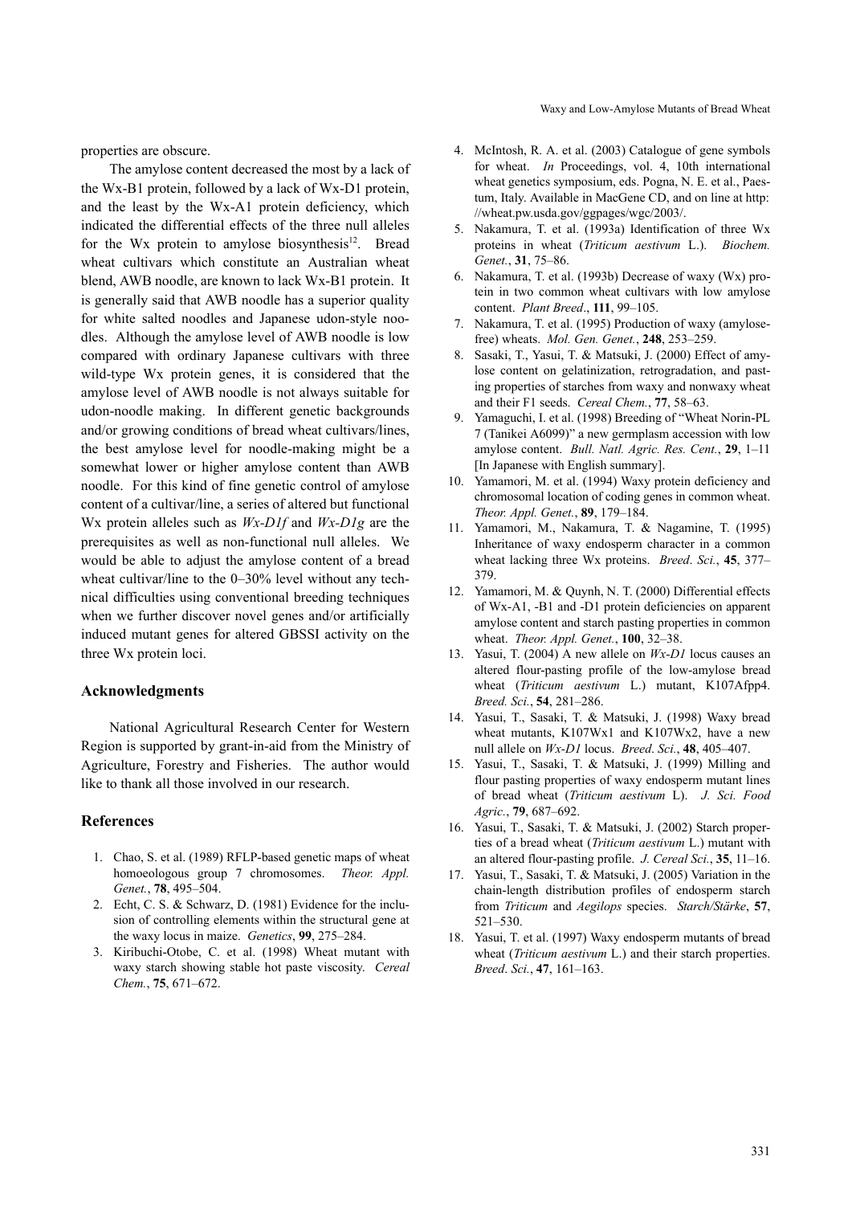properties are obscure.

The amylose content decreased the most by a lack of the Wx-B1 protein, followed by a lack of Wx-D1 protein, and the least by the Wx-A1 protein deficiency, which indicated the differential effects of the three null alleles for the Wx protein to amylose biosynthesis[12]. Bread wheat cultivars which constitute an Australian wheat blend, AWB noodle, are known to lack Wx-B1 protein. It is generally said that AWB noodle has a superior quality for white salted noodles and Japanese udon-style noodles. Although the amylose level of AWB noodle is low compared with ordinary Japanese cultivars with three wild-type Wx protein genes, it is considered that the amylose level of AWB noodle is not always suitable for udon-noodle making. In different genetic backgrounds and/or growing conditions of bread wheat cultivars/lines, the best amylose level for noodle-making might be a somewhat lower or higher amylose content than AWB noodle. For this kind of fine genetic control of amylose content of a cultivar/line, a series of altered but functional Wx protein alleles such as *Wx-D1f* and *Wx-D1g* are the prerequisites as well as non-functional null alleles. We would be able to adjust the amylose content of a bread wheat cultivar/line to the 0–30% level without any technical difficulties using conventional breeding techniques when we further discover novel genes and/or artificially induced mutant genes for altered GBSSI activity on the three Wx protein loci.

## Acknowledgments

National Agricultural Research Center for Western Region is supported by grant-in-aid from the Ministry of Agriculture, Forestry and Fisheries. The author would like to thank all those involved in our research.

## References

1. Chao, S. et al. (1989) RFLP-based genetic maps of wheat homoeologous group 7 chromosomes. *Theor. Appl. Genet.*, **78**, 495–504.
2. Echt, C. S. & Schwarz, D. (1981) Evidence for the inclusion of controlling elements within the structural gene at the waxy locus in maize. *Genetics*, **99**, 275–284.
3. Kiribuchi-Otobe, C. et al. (1998) Wheat mutant with waxy starch showing stable hot paste viscosity. *Cereal Chem.*, **75**, 671–672.
4. McIntosh, R. A. et al. (2003) Catalogue of gene symbols for wheat. *In* Proceedings, vol. 4, 10th international wheat genetics symposium, eds. Pogna, N. E. et al., Paestum, Italy. Available in MacGene CD, and on line at http://wheat.pw.usda.gov/ggpages/wgc/2003/.
5. Nakamura, T. et al. (1993a) Identification of three Wx proteins in wheat (*Triticum aestivum* L.). *Biochem. Genet.*, **31**, 75–86.
6. Nakamura, T. et al. (1993b) Decrease of waxy (Wx) protein in two common wheat cultivars with low amylose content. *Plant Breed*., **111**, 99–105.
7. Nakamura, T. et al. (1995) Production of waxy (amylose-free) wheats. *Mol. Gen. Genet.*, **248**, 253–259.
8. Sasaki, T., Yasui, T. & Matsuki, J. (2000) Effect of amylose content on gelatinization, retrogradation, and pasting properties of starches from waxy and nonwaxy wheat and their F1 seeds. *Cereal Chem.*, **77**, 58–63.
9. Yamaguchi, I. et al. (1998) Breeding of "Wheat Norin-PL 7 (Tanikei A6099)" a new germplasm accession with low amylose content. *Bull. Natl. Agric. Res. Cent.*, **29**, 1–11 [In Japanese with English summary].
10. Yamamori, M. et al. (1994) Waxy protein deficiency and chromosomal location of coding genes in common wheat. *Theor. Appl. Genet.*, **89**, 179–184.
11. Yamamori, M., Nakamura, T. & Nagamine, T. (1995) Inheritance of waxy endosperm character in a common wheat lacking three Wx proteins. *Breed. Sci.*, **45**, 377–379.
12. Yamamori, M. & Quynh, N. T. (2000) Differential effects of Wx-A1, -B1 and -D1 protein deficiencies on apparent amylose content and starch pasting properties in common wheat. *Theor. Appl. Genet.*, **100**, 32–38.
13. Yasui, T. (2004) A new allele on *Wx-D1* locus causes an altered flour-pasting profile of the low-amylose bread wheat (*Triticum aestivum* L.) mutant, K107Afpp4. *Breed. Sci.*, **54**, 281–286.
14. Yasui, T., Sasaki, T. & Matsuki, J. (1998) Waxy bread wheat mutants, K107Wx1 and K107Wx2, have a new null allele on *Wx-D1* locus. *Breed. Sci.*, **48**, 405–407.
15. Yasui, T., Sasaki, T. & Matsuki, J. (1999) Milling and flour pasting properties of waxy endosperm mutant lines of bread wheat (*Triticum aestivum* L). *J. Sci. Food Agric.*, **79**, 687–692.
16. Yasui, T., Sasaki, T. & Matsuki, J. (2002) Starch properties of a bread wheat (*Triticum aestivum* L.) mutant with an altered flour-pasting profile. *J. Cereal Sci.*, **35**, 11–16.
17. Yasui, T., Sasaki, T. & Matsuki, J. (2005) Variation in the chain-length distribution profiles of endosperm starch from *Triticum* and *Aegilops* species. *Starch/Stärke*, **57**, 521–530.
18. Yasui, T. et al. (1997) Waxy endosperm mutants of bread wheat (*Triticum aestivum* L.) and their starch properties. *Breed. Sci.*, **47**, 161–163.